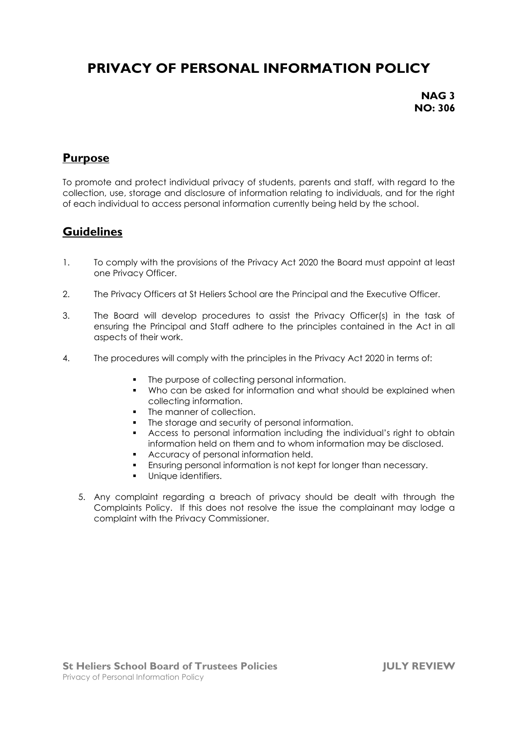# PRIVACY OF PERSONAL INFORMATION POLICY

**NAG 3**
**NO: 306**

## Purpose

To promote and protect individual privacy of students, parents and staff, with regard to the collection, use, storage and disclosure of information relating to individuals, and for the right of each individual to access personal information currently being held by the school.

## Guidelines

1. To comply with the provisions of the Privacy Act 2020 the Board must appoint at least one Privacy Officer.
2. The Privacy Officers at St Heliers School are the Principal and the Executive Officer.
3. The Board will develop procedures to assist the Privacy Officer(s) in the task of ensuring the Principal and Staff adhere to the principles contained in the Act in all aspects of their work.
4. The procedures will comply with the principles in the Privacy Act 2020 in terms of:
   - The purpose of collecting personal information.
   - Who can be asked for information and what should be explained when collecting information.
   - The manner of collection.
   - The storage and security of personal information.
   - Access to personal information including the individual's right to obtain information held on them and to whom information may be disclosed.
   - Accuracy of personal information held.
   - Ensuring personal information is not kept for longer than necessary.
   - Unique identifiers.
5. Any complaint regarding a breach of privacy should be dealt with through the Complaints Policy. If this does not resolve the issue the complainant may lodge a complaint with the Privacy Commissioner.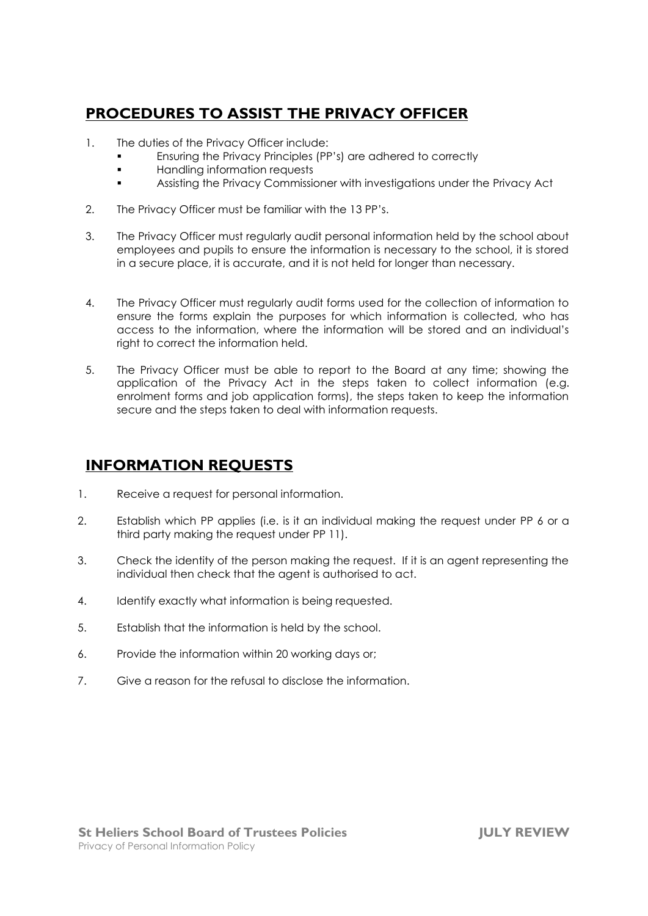## PROCEDURES TO ASSIST THE PRIVACY OFFICER

1. The duties of the Privacy Officer include:
   - Ensuring the Privacy Principles (PP's) are adhered to correctly
   - Handling information requests
   - Assisting the Privacy Commissioner with investigations under the Privacy Act
2. The Privacy Officer must be familiar with the 13 PP's.
3. The Privacy Officer must regularly audit personal information held by the school about employees and pupils to ensure the information is necessary to the school, it is stored in a secure place, it is accurate, and it is not held for longer than necessary.
4. The Privacy Officer must regularly audit forms used for the collection of information to ensure the forms explain the purposes for which information is collected, who has access to the information, where the information will be stored and an individual's right to correct the information held.
5. The Privacy Officer must be able to report to the Board at any time; showing the application of the Privacy Act in the steps taken to collect information (e.g. enrolment forms and job application forms), the steps taken to keep the information secure and the steps taken to deal with information requests.

## INFORMATION REQUESTS

1. Receive a request for personal information.
2. Establish which PP applies (i.e. is it an individual making the request under PP 6 or a third party making the request under PP 11).
3. Check the identity of the person making the request. If it is an agent representing the individual then check that the agent is authorised to act.
4. Identify exactly what information is being requested.
5. Establish that the information is held by the school.
6. Provide the information within 20 working days or;
7. Give a reason for the refusal to disclose the information.